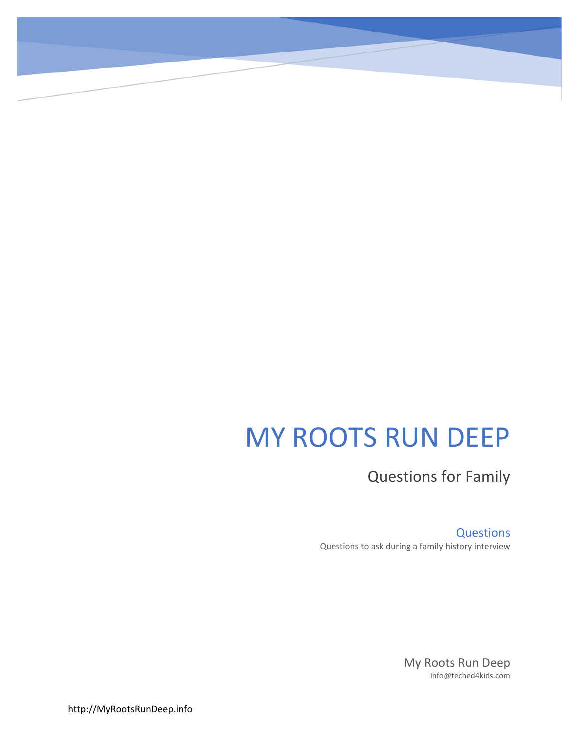# MY ROOTS RUN DEEP

## Questions for Family

### Questions

Questions to ask during a family history interview

My Roots Run Deep

info@teched4kids.com

http://MyRootsRunDeep.info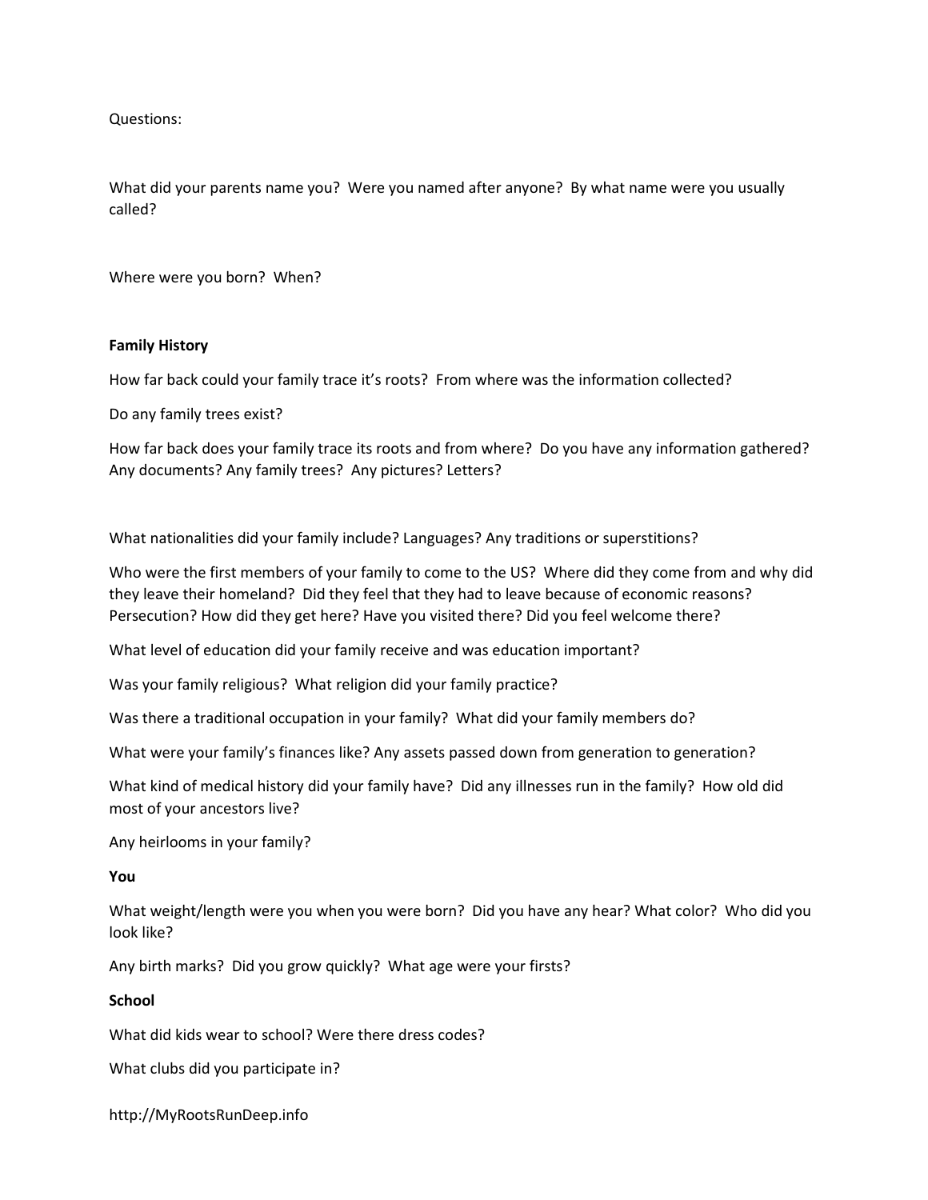Questions:

What did your parents name you? Were you named after anyone? By what name were you usually called?

Where were you born? When?

**Family History**

How far back could your family trace it's roots? From where was the information collected?

Do any family trees exist?

How far back does your family trace its roots and from where? Do you have any information gathered? Any documents? Any family trees? Any pictures? Letters?

What nationalities did your family include? Languages? Any traditions or superstitions?

Who were the first members of your family to come to the US? Where did they come from and why did they leave their homeland? Did they feel that they had to leave because of economic reasons? Persecution? How did they get here? Have you visited there? Did you feel welcome there?

What level of education did your family receive and was education important?

Was your family religious? What religion did your family practice?

Was there a traditional occupation in your family? What did your family members do?

What were your family's finances like? Any assets passed down from generation to generation?

What kind of medical history did your family have? Did any illnesses run in the family? How old did most of your ancestors live?

Any heirlooms in your family?

**You**

What weight/length were you when you were born? Did you have any hear? What color? Who did you look like?

Any birth marks? Did you grow quickly? What age were your firsts?

**School**

What did kids wear to school? Were there dress codes?

What clubs did you participate in?

http://MyRootsRunDeep.info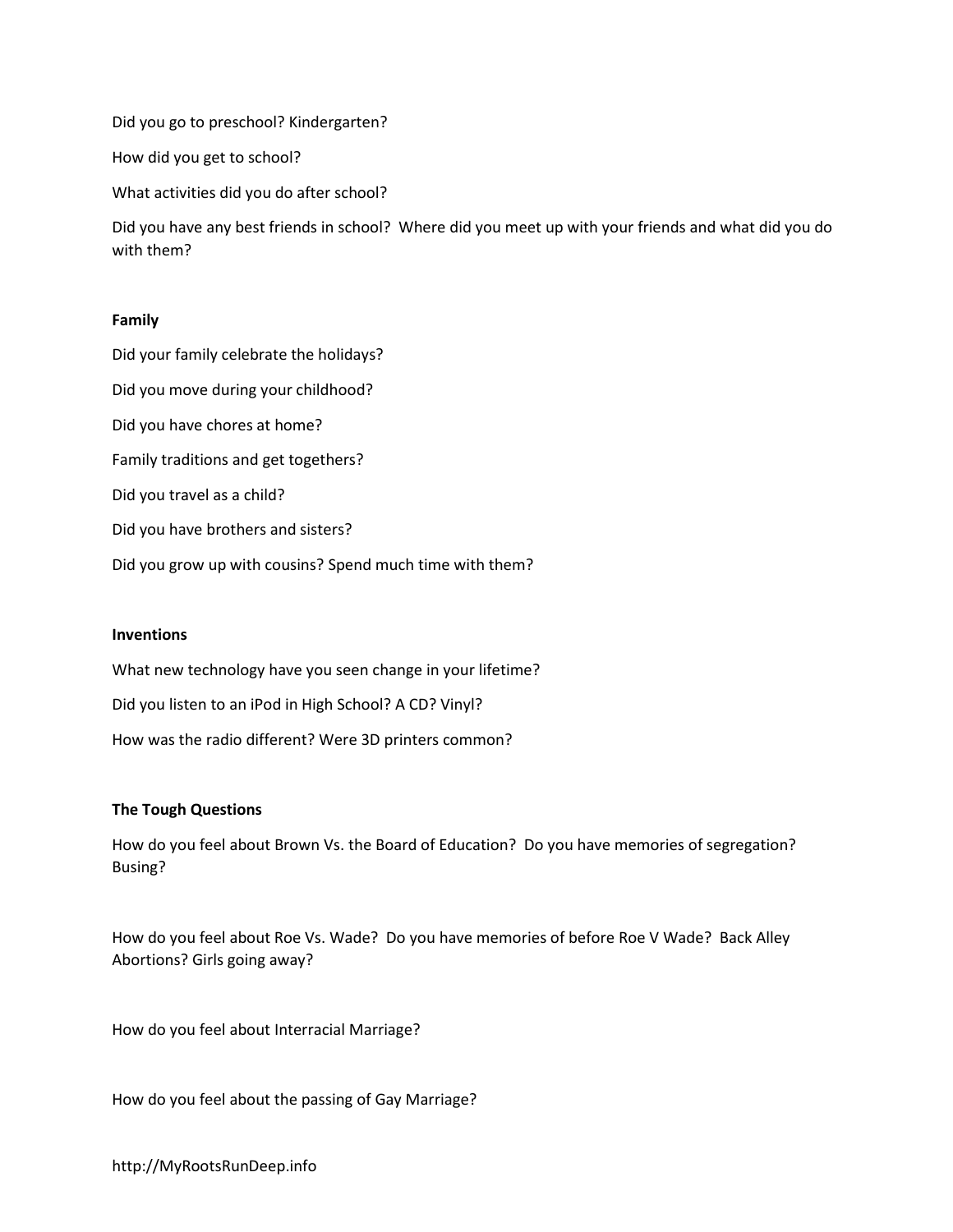Did you go to preschool? Kindergarten?

How did you get to school?

What activities did you do after school?

Did you have any best friends in school? Where did you meet up with your friends and what did you do with them?

**Family**

Did your family celebrate the holidays?

Did you move during your childhood?

Did you have chores at home?

Family traditions and get togethers?

Did you travel as a child?

Did you have brothers and sisters?

Did you grow up with cousins? Spend much time with them?

**Inventions**

What new technology have you seen change in your lifetime?

Did you listen to an iPod in High School? A CD? Vinyl?

How was the radio different? Were 3D printers common?

**The Tough Questions**

How do you feel about Brown Vs. the Board of Education? Do you have memories of segregation? Busing?

How do you feel about Roe Vs. Wade? Do you have memories of before Roe V Wade? Back Alley Abortions? Girls going away?

How do you feel about Interracial Marriage?

How do you feel about the passing of Gay Marriage?

http://MyRootsRunDeep.info